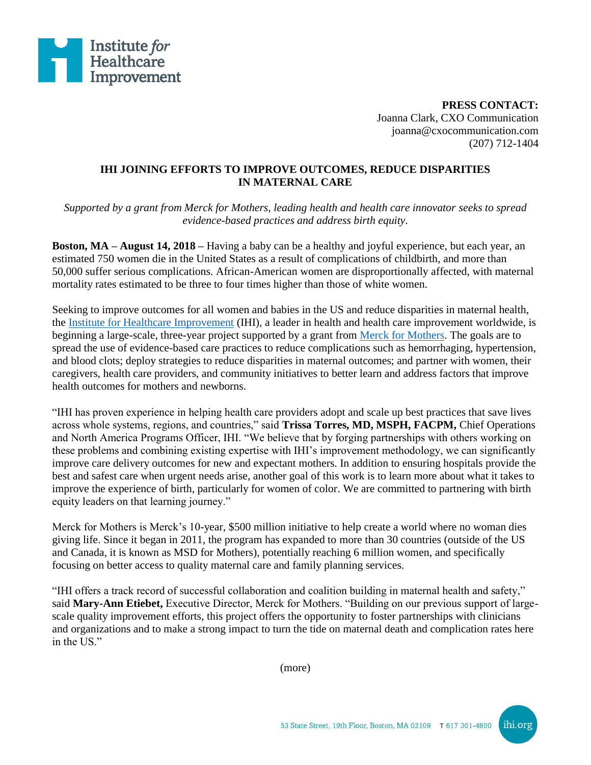Institute *for* Healthcare Improvement

**PRESS CONTACT:**
Joanna Clark, CXO Communication
joanna@cxocommunication.com
(207) 712-1404

# IHI JOINING EFFORTS TO IMPROVE OUTCOMES, REDUCE DISPARITIES IN MATERNAL CARE

*Supported by a grant from Merck for Mothers, leading health and health care innovator seeks to spread evidence-based practices and address birth equity.*

**Boston, MA – August 14, 2018 –** Having a baby can be a healthy and joyful experience, but each year, an estimated 750 women die in the United States as a result of complications of childbirth, and more than 50,000 suffer serious complications. African-American women are disproportionally affected, with maternal mortality rates estimated to be three to four times higher than those of white women.

Seeking to improve outcomes for all women and babies in the US and reduce disparities in maternal health, the Institute for Healthcare Improvement (IHI), a leader in health and health care improvement worldwide, is beginning a large-scale, three-year project supported by a grant from Merck for Mothers. The goals are to spread the use of evidence-based care practices to reduce complications such as hemorrhaging, hypertension, and blood clots; deploy strategies to reduce disparities in maternal outcomes; and partner with women, their caregivers, health care providers, and community initiatives to better learn and address factors that improve health outcomes for mothers and newborns.

"IHI has proven experience in helping health care providers adopt and scale up best practices that save lives across whole systems, regions, and countries," said **Trissa Torres, MD, MSPH, FACPM,** Chief Operations and North America Programs Officer, IHI. "We believe that by forging partnerships with others working on these problems and combining existing expertise with IHI's improvement methodology, we can significantly improve care delivery outcomes for new and expectant mothers. In addition to ensuring hospitals provide the best and safest care when urgent needs arise, another goal of this work is to learn more about what it takes to improve the experience of birth, particularly for women of color. We are committed to partnering with birth equity leaders on that learning journey."

Merck for Mothers is Merck's 10-year, $500 million initiative to help create a world where no woman dies giving life. Since it began in 2011, the program has expanded to more than 30 countries (outside of the US and Canada, it is known as MSD for Mothers), potentially reaching 6 million women, and specifically focusing on better access to quality maternal care and family planning services.

"IHI offers a track record of successful collaboration and coalition building in maternal health and safety," said **Mary-Ann Etiebet,** Executive Director, Merck for Mothers. "Building on our previous support of large-scale quality improvement efforts, this project offers the opportunity to foster partnerships with clinicians and organizations and to make a strong impact to turn the tide on maternal death and complication rates here in the US."

(more)

53 State Street, 19th Floor, Boston, MA 02109 T 617 301-4800 ihi.org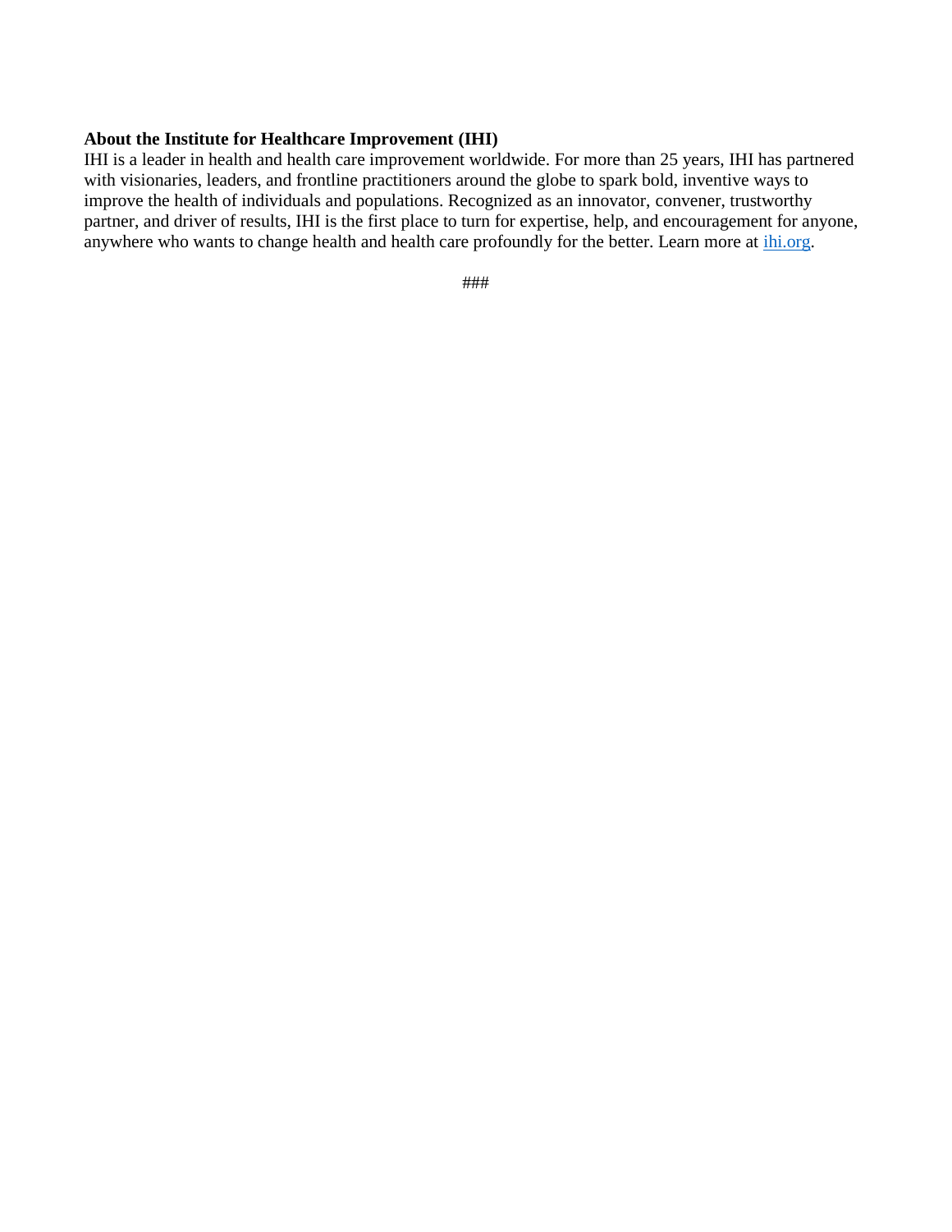**About the Institute for Healthcare Improvement (IHI)**
IHI is a leader in health and health care improvement worldwide. For more than 25 years, IHI has partnered with visionaries, leaders, and frontline practitioners around the globe to spark bold, inventive ways to improve the health of individuals and populations. Recognized as an innovator, convener, trustworthy partner, and driver of results, IHI is the first place to turn for expertise, help, and encouragement for anyone, anywhere who wants to change health and health care profoundly for the better. Learn more at ihi.org.

###